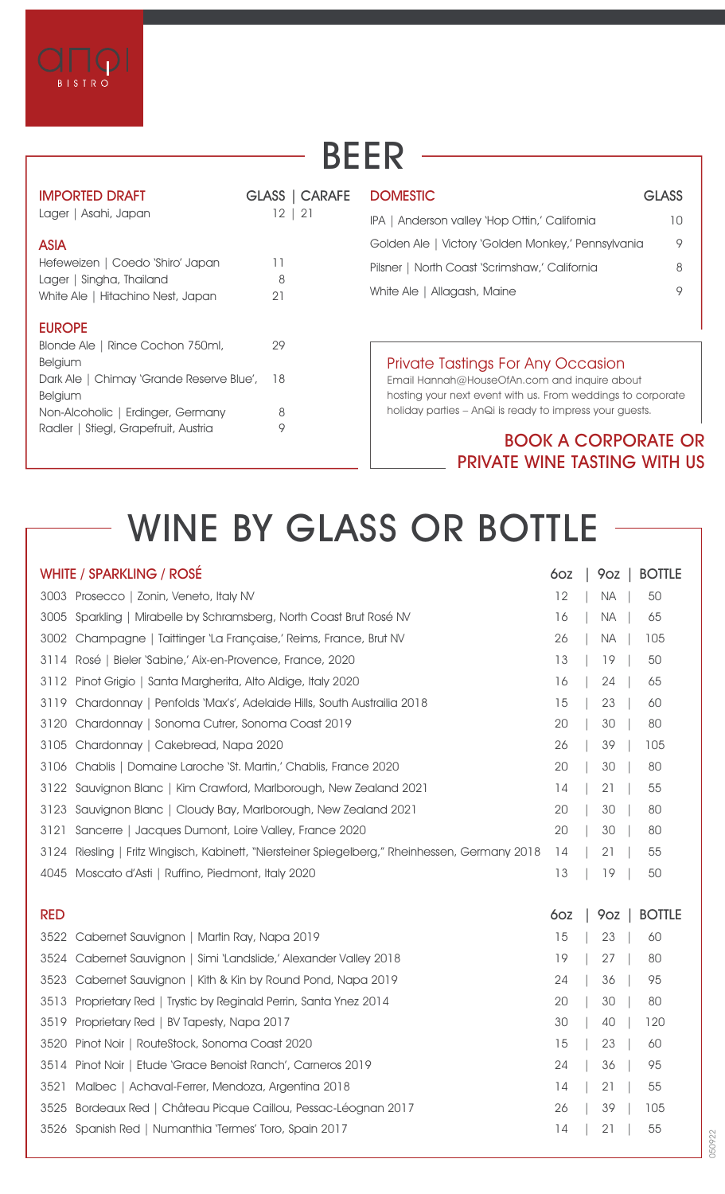anqi BISTRO

# BEER

## IMPORTED DRAFT

| | GLASS \| CARAFE |
|---|---|
| Lager \| Asahi, Japan | 12 \| 21 |

## ASIA

| | |
|---|---|
| Hefeweizen \| Coedo 'Shiro' Japan | 11 |
| Lager \| Singha, Thailand | 8 |
| White Ale \| Hitachino Nest, Japan | 21 |

## EUROPE

| | |
|---|---|
| Blonde Ale \| Rince Cochon 750ml, Belgium | 29 |
| Dark Ale \| Chimay 'Grande Reserve Blue', Belgium | 18 |
| Non-Alcoholic \| Erdinger, Germany | 8 |
| Radler \| Stiegl, Grapefruit, Austria | 9 |

## DOMESTIC

| | GLASS |
|---|---|
| IPA \| Anderson valley 'Hop Ottin,' California | 10 |
| Golden Ale \| Victory 'Golden Monkey,' Pennsylvania | 9 |
| Pilsner \| North Coast 'Scrimshaw,' California | 8 |
| White Ale \| Allagash, Maine | 9 |

### Private Tastings For Any Occasion

Email Hannah@HouseOfAn.com and inquire about hosting your next event with us. From weddings to corporate holiday parties – AnQi is ready to impress your guests.

**BOOK A CORPORATE OR PRIVATE WINE TASTING WITH US**

# WINE BY GLASS OR BOTTLE

## WHITE / SPARKLING / ROSÉ

| | | 6oz | 9oz | BOTTLE |
|---|---|---|---|---|
| 3003 | Prosecco \| Zonin, Veneto, Italy NV | 12 | NA | 50 |
| 3005 | Sparkling \| Mirabelle by Schramsberg, North Coast Brut Rosé NV | 16 | NA | 65 |
| 3002 | Champagne \| Taittinger 'La Française,' Reims, France, Brut NV | 26 | NA | 105 |
| 3114 | Rosé \| Bieler 'Sabine,' Aix-en-Provence, France, 2020 | 13 | 19 | 50 |
| 3112 | Pinot Grigio \| Santa Margherita, Alto Aldige, Italy 2020 | 16 | 24 | 65 |
| 3119 | Chardonnay \| Penfolds 'Max's', Adelaide Hills, South Austrailia 2018 | 15 | 23 | 60 |
| 3120 | Chardonnay \| Sonoma Cutrer, Sonoma Coast 2019 | 20 | 30 | 80 |
| 3105 | Chardonnay \| Cakebread, Napa 2020 | 26 | 39 | 105 |
| 3106 | Chablis \| Domaine Laroche 'St. Martin,' Chablis, France 2020 | 20 | 30 | 80 |
| 3122 | Sauvignon Blanc \| Kim Crawford, Marlborough, New Zealand 2021 | 14 | 21 | 55 |
| 3123 | Sauvignon Blanc \| Cloudy Bay, Marlborough, New Zealand 2021 | 20 | 30 | 80 |
| 3121 | Sancerre \| Jacques Dumont, Loire Valley, France 2020 | 20 | 30 | 80 |
| 3124 | Riesling \| Fritz Wingisch, Kabinett, "Niersteiner Spiegelberg," Rheinhessen, Germany 2018 | 14 | 21 | 55 |
| 4045 | Moscato d'Asti \| Ruffino, Piedmont, Italy 2020 | 13 | 19 | 50 |

## RED

| | | 6oz | 9oz | BOTTLE |
|---|---|---|---|---|
| 3522 | Cabernet Sauvignon \| Martin Ray, Napa 2019 | 15 | 23 | 60 |
| 3524 | Cabernet Sauvignon \| Simi 'Landslide,' Alexander Valley 2018 | 19 | 27 | 80 |
| 3523 | Cabernet Sauvignon \| Kith & Kin by Round Pond, Napa 2019 | 24 | 36 | 95 |
| 3513 | Proprietary Red \| Trystic by Reginald Perrin, Santa Ynez 2014 | 20 | 30 | 80 |
| 3519 | Proprietary Red \| BV Tapesty, Napa 2017 | 30 | 40 | 120 |
| 3520 | Pinot Noir \| RouteStock, Sonoma Coast 2020 | 15 | 23 | 60 |
| 3514 | Pinot Noir \| Etude 'Grace Benoist Ranch', Carneros 2019 | 24 | 36 | 95 |
| 3521 | Malbec \| Achaval-Ferrer, Mendoza, Argentina 2018 | 14 | 21 | 55 |
| 3525 | Bordeaux Red \| Château Picque Caillou, Pessac-Léognan 2017 | 26 | 39 | 105 |
| 3526 | Spanish Red \| Numanthia 'Termes' Toro, Spain 2017 | 14 | 21 | 55 |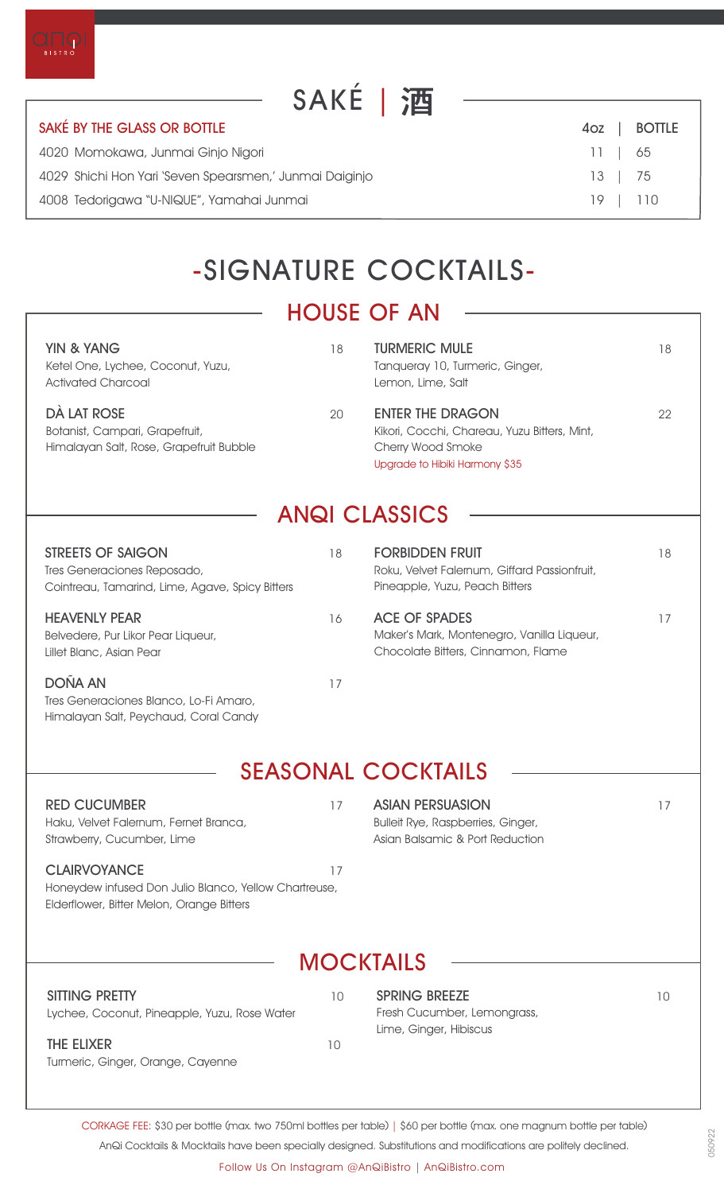# SAKÉ | 酒

| SAKÉ BY THE GLASS OR BOTTLE | 4oz | BOTTLE |
|---|---|---|
| 4020 Momokawa, Junmai Ginjo Nigori | 11 | 65 |
| 4029 Shichi Hon Yari 'Seven Spearsmen,' Junmai Daiginjo | 13 | 75 |
| 4008 Tedorigawa "U-NIQUE", Yamahai Junmai | 19 | 110 |

# -SIGNATURE COCKTAILS-

## HOUSE OF AN

**YIN & YANG** 18
Ketel One, Lychee, Coconut, Yuzu, Activated Charcoal

**DÀ LAT ROSE** 20
Botanist, Campari, Grapefruit, Himalayan Salt, Rose, Grapefruit Bubble

**TURMERIC MULE** 18
Tanqueray 10, Turmeric, Ginger, Lemon, Lime, Salt

**ENTER THE DRAGON** 22
Kikori, Cocchi, Chareau, Yuzu Bitters, Mint, Cherry Wood Smoke
Upgrade to Hibiki Harmony $35

## ANQI CLASSICS

**STREETS OF SAIGON** 18
Tres Generaciones Reposado, Cointreau, Tamarind, Lime, Agave, Spicy Bitters

**HEAVENLY PEAR** 16
Belvedere, Pur Likor Pear Liqueur, Lillet Blanc, Asian Pear

**DOÑA AN** 17
Tres Generaciones Blanco, Lo-Fi Amaro, Himalayan Salt, Peychaud, Coral Candy

**FORBIDDEN FRUIT** 18
Roku, Velvet Falernum, Giffard Passionfruit, Pineapple, Yuzu, Peach Bitters

**ACE OF SPADES** 17
Maker's Mark, Montenegro, Vanilla Liqueur, Chocolate Bitters, Cinnamon, Flame

## SEASONAL COCKTAILS

**RED CUCUMBER** 17
Haku, Velvet Falernum, Fernet Branca, Strawberry, Cucumber, Lime

**CLAIRVOYANCE** 17
Honeydew infused Don Julio Blanco, Yellow Chartreuse, Elderflower, Bitter Melon, Orange Bitters

**ASIAN PERSUASION** 17
Bulleit Rye, Raspberries, Ginger, Asian Balsamic & Port Reduction

## MOCKTAILS

**SITTING PRETTY** 10
Lychee, Coconut, Pineapple, Yuzu, Rose Water

**THE ELIXER** 10
Turmeric, Ginger, Orange, Cayenne

**SPRING BREEZE** 10
Fresh Cucumber, Lemongrass, Lime, Ginger, Hibiscus

CORKAGE FEE: $30 per bottle (max. two 750ml bottles per table) | $60 per bottle (max. one magnum bottle per table)

AnQi Cocktails & Mocktails have been specially designed. Substitutions and modifications are politely declined.

Follow Us On Instagram @AnQiBistro | AnQiBistro.com